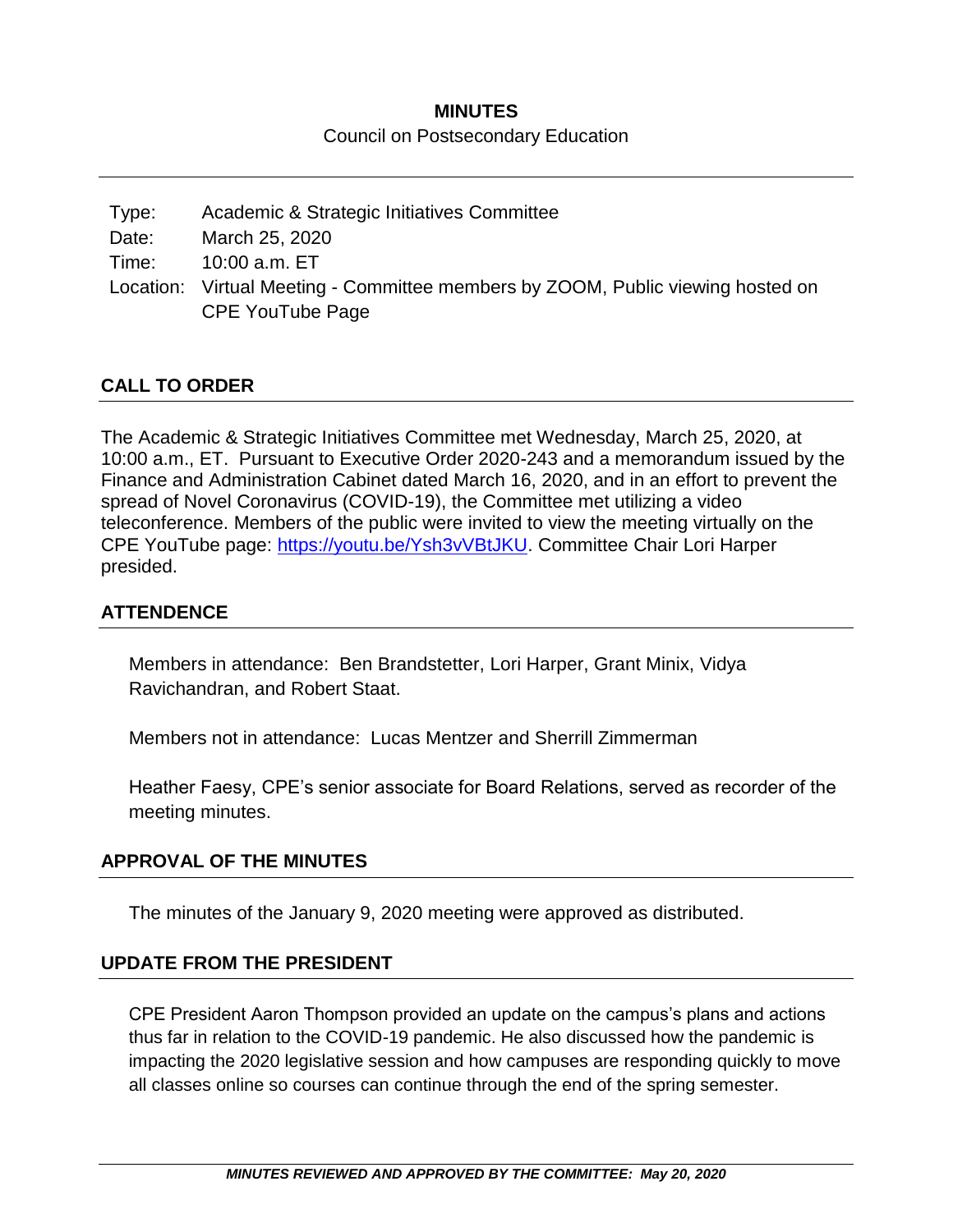# MINUTES

Council on Postsecondary Education

| | |
|---|---|
| Type: | Academic & Strategic Initiatives Committee |
| Date: | March 25, 2020 |
| Time: | 10:00 a.m. ET |
| Location: | Virtual Meeting - Committee members by ZOOM, Public viewing hosted on CPE YouTube Page |

## CALL TO ORDER

The Academic & Strategic Initiatives Committee met Wednesday, March 25, 2020, at 10:00 a.m., ET. Pursuant to Executive Order 2020-243 and a memorandum issued by the Finance and Administration Cabinet dated March 16, 2020, and in an effort to prevent the spread of Novel Coronavirus (COVID-19), the Committee met utilizing a video teleconference. Members of the public were invited to view the meeting virtually on the CPE YouTube page: [https://youtu.be/Ysh3vVBtJKU](https://youtu.be/Ysh3vVBtJKU). Committee Chair Lori Harper presided.

## ATTENDENCE

Members in attendance: Ben Brandstetter, Lori Harper, Grant Minix, Vidya Ravichandran, and Robert Staat.

Members not in attendance: Lucas Mentzer and Sherrill Zimmerman

Heather Faesy, CPE's senior associate for Board Relations, served as recorder of the meeting minutes.

## APPROVAL OF THE MINUTES

The minutes of the January 9, 2020 meeting were approved as distributed.

## UPDATE FROM THE PRESIDENT

CPE President Aaron Thompson provided an update on the campus's plans and actions thus far in relation to the COVID-19 pandemic. He also discussed how the pandemic is impacting the 2020 legislative session and how campuses are responding quickly to move all classes online so courses can continue through the end of the spring semester.

***MINUTES REVIEWED AND APPROVED BY THE COMMITTEE: May 20, 2020***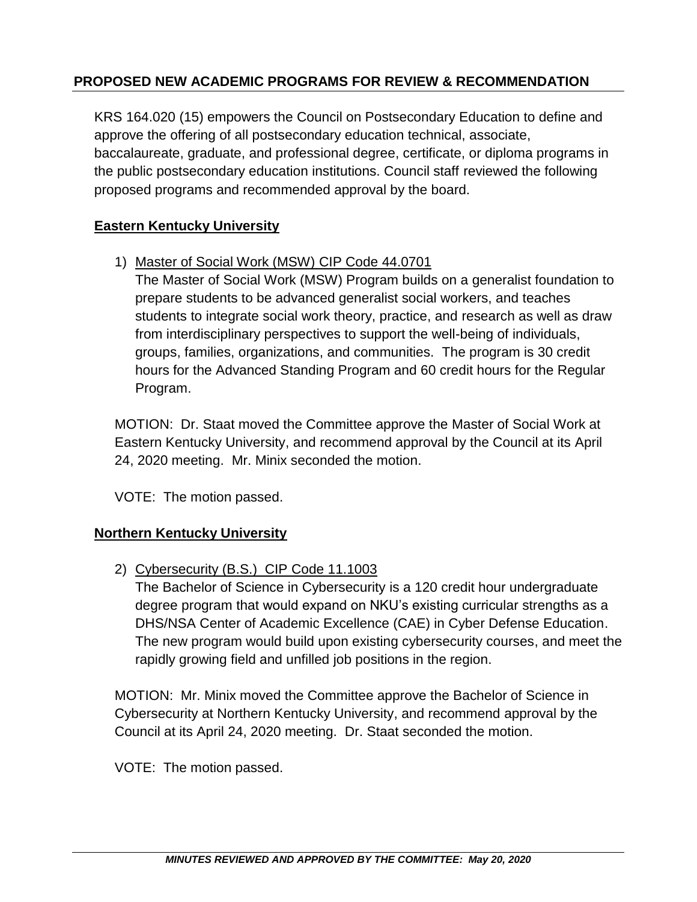## PROPOSED NEW ACADEMIC PROGRAMS FOR REVIEW & RECOMMENDATION

KRS 164.020 (15) empowers the Council on Postsecondary Education to define and approve the offering of all postsecondary education technical, associate, baccalaureate, graduate, and professional degree, certificate, or diploma programs in the public postsecondary education institutions. Council staff reviewed the following proposed programs and recommended approval by the board.

**Eastern Kentucky University**

1) Master of Social Work (MSW) CIP Code 44.0701
   The Master of Social Work (MSW) Program builds on a generalist foundation to prepare students to be advanced generalist social workers, and teaches students to integrate social work theory, practice, and research as well as draw from interdisciplinary perspectives to support the well-being of individuals, groups, families, organizations, and communities. The program is 30 credit hours for the Advanced Standing Program and 60 credit hours for the Regular Program.

MOTION: Dr. Staat moved the Committee approve the Master of Social Work at Eastern Kentucky University, and recommend approval by the Council at its April 24, 2020 meeting. Mr. Minix seconded the motion.

VOTE: The motion passed.

**Northern Kentucky University**

2) Cybersecurity (B.S.) CIP Code 11.1003
   The Bachelor of Science in Cybersecurity is a 120 credit hour undergraduate degree program that would expand on NKU's existing curricular strengths as a DHS/NSA Center of Academic Excellence (CAE) in Cyber Defense Education. The new program would build upon existing cybersecurity courses, and meet the rapidly growing field and unfilled job positions in the region.

MOTION: Mr. Minix moved the Committee approve the Bachelor of Science in Cybersecurity at Northern Kentucky University, and recommend approval by the Council at its April 24, 2020 meeting. Dr. Staat seconded the motion.

VOTE: The motion passed.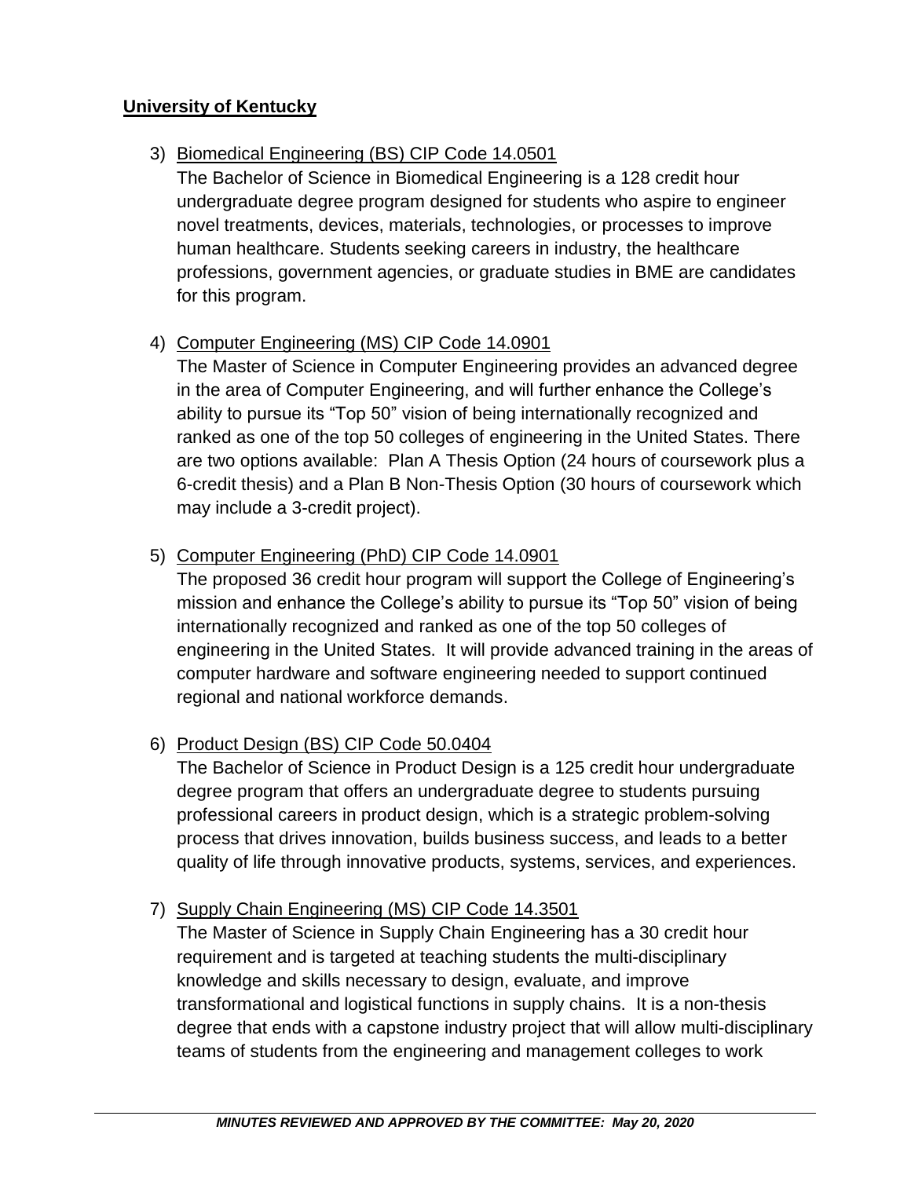**University of Kentucky**

3) Biomedical Engineering (BS) CIP Code 14.0501
   The Bachelor of Science in Biomedical Engineering is a 128 credit hour undergraduate degree program designed for students who aspire to engineer novel treatments, devices, materials, technologies, or processes to improve human healthcare. Students seeking careers in industry, the healthcare professions, government agencies, or graduate studies in BME are candidates for this program.

4) Computer Engineering (MS) CIP Code 14.0901
   The Master of Science in Computer Engineering provides an advanced degree in the area of Computer Engineering, and will further enhance the College's ability to pursue its "Top 50" vision of being internationally recognized and ranked as one of the top 50 colleges of engineering in the United States. There are two options available: Plan A Thesis Option (24 hours of coursework plus a 6-credit thesis) and a Plan B Non-Thesis Option (30 hours of coursework which may include a 3-credit project).

5) Computer Engineering (PhD) CIP Code 14.0901
   The proposed 36 credit hour program will support the College of Engineering's mission and enhance the College's ability to pursue its "Top 50" vision of being internationally recognized and ranked as one of the top 50 colleges of engineering in the United States. It will provide advanced training in the areas of computer hardware and software engineering needed to support continued regional and national workforce demands.

6) Product Design (BS) CIP Code 50.0404
   The Bachelor of Science in Product Design is a 125 credit hour undergraduate degree program that offers an undergraduate degree to students pursuing professional careers in product design, which is a strategic problem-solving process that drives innovation, builds business success, and leads to a better quality of life through innovative products, systems, services, and experiences.

7) Supply Chain Engineering (MS) CIP Code 14.3501
   The Master of Science in Supply Chain Engineering has a 30 credit hour requirement and is targeted at teaching students the multi-disciplinary knowledge and skills necessary to design, evaluate, and improve transformational and logistical functions in supply chains. It is a non-thesis degree that ends with a capstone industry project that will allow multi-disciplinary teams of students from the engineering and management colleges to work

***MINUTES REVIEWED AND APPROVED BY THE COMMITTEE: May 20, 2020***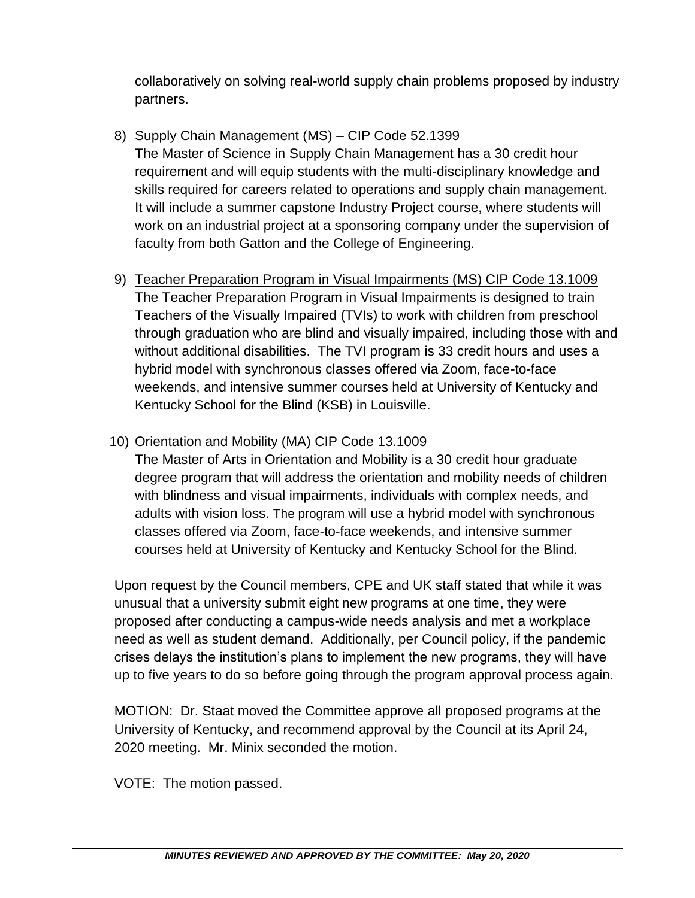collaboratively on solving real-world supply chain problems proposed by industry partners.

8) Supply Chain Management (MS) – CIP Code 52.1399
   The Master of Science in Supply Chain Management has a 30 credit hour requirement and will equip students with the multi-disciplinary knowledge and skills required for careers related to operations and supply chain management. It will include a summer capstone Industry Project course, where students will work on an industrial project at a sponsoring company under the supervision of faculty from both Gatton and the College of Engineering.

9) Teacher Preparation Program in Visual Impairments (MS) CIP Code 13.1009
   The Teacher Preparation Program in Visual Impairments is designed to train Teachers of the Visually Impaired (TVIs) to work with children from preschool through graduation who are blind and visually impaired, including those with and without additional disabilities. The TVI program is 33 credit hours and uses a hybrid model with synchronous classes offered via Zoom, face-to-face weekends, and intensive summer courses held at University of Kentucky and Kentucky School for the Blind (KSB) in Louisville.

10) Orientation and Mobility (MA) CIP Code 13.1009
    The Master of Arts in Orientation and Mobility is a 30 credit hour graduate degree program that will address the orientation and mobility needs of children with blindness and visual impairments, individuals with complex needs, and adults with vision loss. The program will use a hybrid model with synchronous classes offered via Zoom, face-to-face weekends, and intensive summer courses held at University of Kentucky and Kentucky School for the Blind.

Upon request by the Council members, CPE and UK staff stated that while it was unusual that a university submit eight new programs at one time, they were proposed after conducting a campus-wide needs analysis and met a workplace need as well as student demand. Additionally, per Council policy, if the pandemic crises delays the institution's plans to implement the new programs, they will have up to five years to do so before going through the program approval process again.

MOTION: Dr. Staat moved the Committee approve all proposed programs at the University of Kentucky, and recommend approval by the Council at its April 24, 2020 meeting. Mr. Minix seconded the motion.

VOTE: The motion passed.

***MINUTES REVIEWED AND APPROVED BY THE COMMITTEE: May 20, 2020***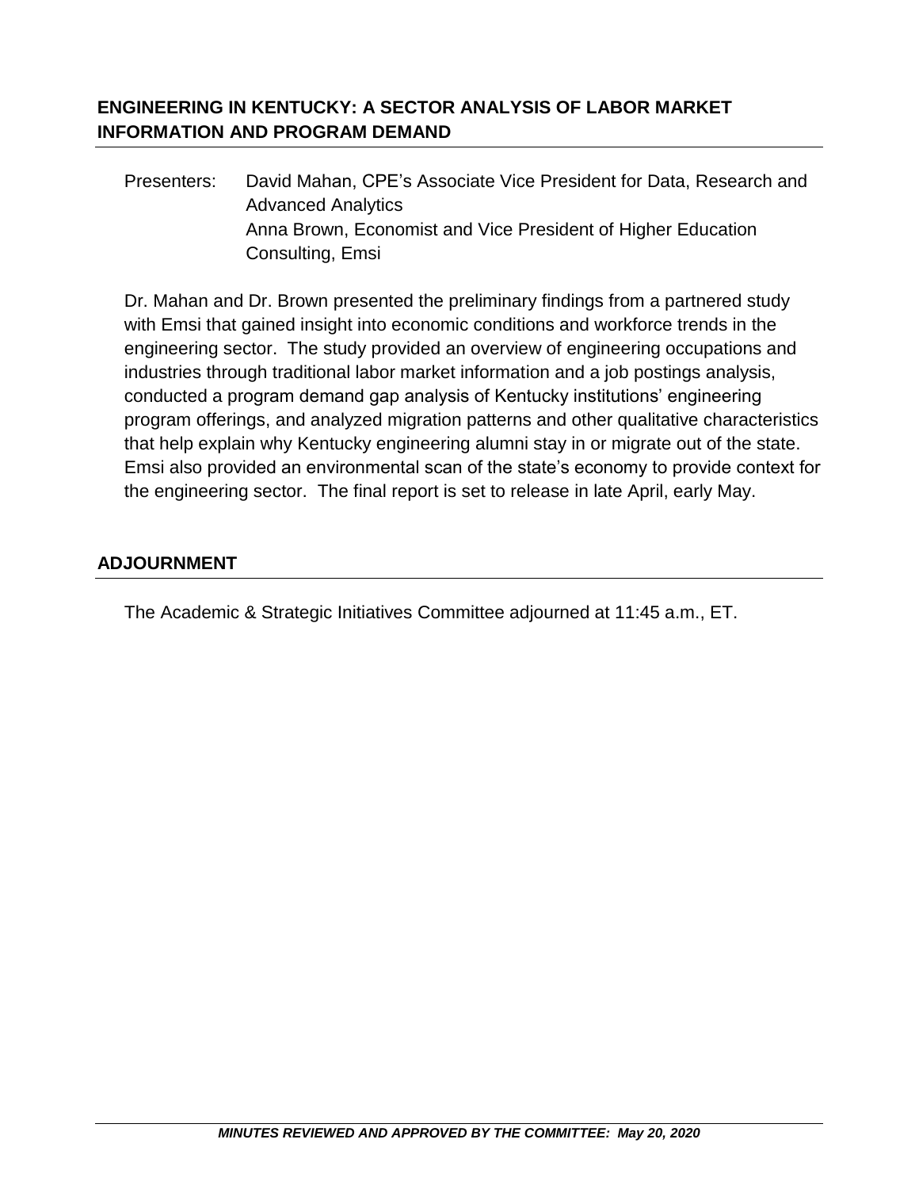## ENGINEERING IN KENTUCKY: A SECTOR ANALYSIS OF LABOR MARKET INFORMATION AND PROGRAM DEMAND

Presenters: David Mahan, CPE's Associate Vice President for Data, Research and Advanced Analytics
Anna Brown, Economist and Vice President of Higher Education Consulting, Emsi

Dr. Mahan and Dr. Brown presented the preliminary findings from a partnered study with Emsi that gained insight into economic conditions and workforce trends in the engineering sector. The study provided an overview of engineering occupations and industries through traditional labor market information and a job postings analysis, conducted a program demand gap analysis of Kentucky institutions' engineering program offerings, and analyzed migration patterns and other qualitative characteristics that help explain why Kentucky engineering alumni stay in or migrate out of the state. Emsi also provided an environmental scan of the state's economy to provide context for the engineering sector. The final report is set to release in late April, early May.

## ADJOURNMENT

The Academic & Strategic Initiatives Committee adjourned at 11:45 a.m., ET.

***MINUTES REVIEWED AND APPROVED BY THE COMMITTEE: May 20, 2020***